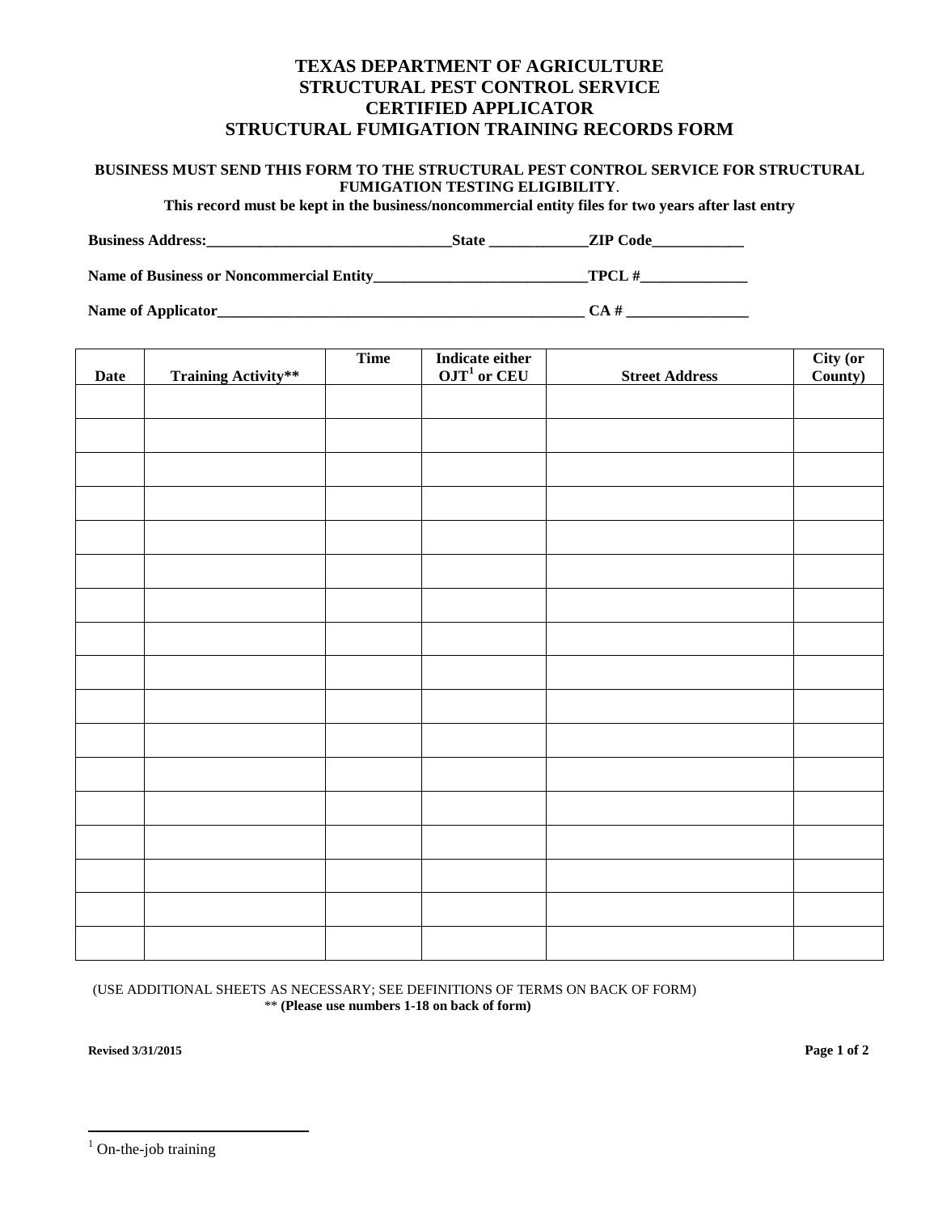# TEXAS DEPARTMENT OF AGRICULTURE
# STRUCTURAL PEST CONTROL SERVICE
# CERTIFIED APPLICATOR
# STRUCTURAL FUMIGATION TRAINING RECORDS FORM

**BUSINESS MUST SEND THIS FORM TO THE STRUCTURAL PEST CONTROL SERVICE FOR STRUCTURAL FUMIGATION TESTING ELIGIBILITY.**

**This record must be kept in the business/noncommercial entity files for two years after last entry**

**Business Address:**________________________________**State** ____________**ZIP Code**____________

**Name of Business or Noncommercial Entity**___________________________**TPCL #**______________

**Name of Applicator**_______________________________________________ **CA #** ________________

| Date | Training Activity** | Time | Indicate either OJT[1] or CEU | Street Address | City (or County) |
|---|---|---|---|---|---|
| | | | | | |
| | | | | | |
| | | | | | |
| | | | | | |
| | | | | | |
| | | | | | |
| | | | | | |
| | | | | | |
| | | | | | |
| | | | | | |
| | | | | | |
| | | | | | |
| | | | | | |
| | | | | | |
| | | | | | |
| | | | | | |
| | | | | | |

(USE ADDITIONAL SHEETS AS NECESSARY; SEE DEFINITIONS OF TERMS ON BACK OF FORM)

** **(Please use numbers 1-18 on back of form)**

**Revised 3/31/2015**

[1] On-the-job training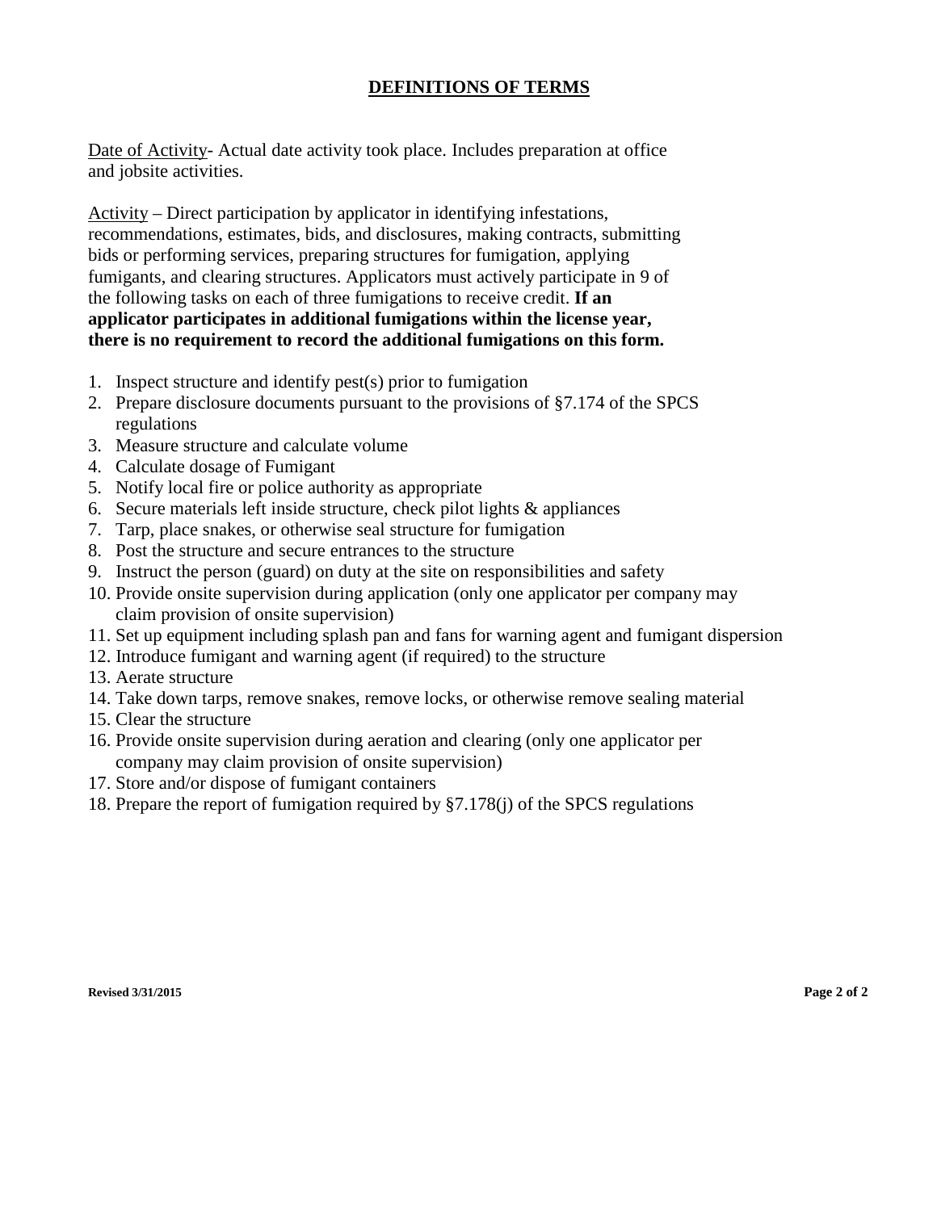# DEFINITIONS OF TERMS

Date of Activity- Actual date activity took place. Includes preparation at office and jobsite activities.

Activity – Direct participation by applicator in identifying infestations, recommendations, estimates, bids, and disclosures, making contracts, submitting bids or performing services, preparing structures for fumigation, applying fumigants, and clearing structures. Applicators must actively participate in 9 of the following tasks on each of three fumigations to receive credit. **If an applicator participates in additional fumigations within the license year, there is no requirement to record the additional fumigations on this form.**

1. Inspect structure and identify pest(s) prior to fumigation
2. Prepare disclosure documents pursuant to the provisions of §7.174 of the SPCS regulations
3. Measure structure and calculate volume
4. Calculate dosage of Fumigant
5. Notify local fire or police authority as appropriate
6. Secure materials left inside structure, check pilot lights & appliances
7. Tarp, place snakes, or otherwise seal structure for fumigation
8. Post the structure and secure entrances to the structure
9. Instruct the person (guard) on duty at the site on responsibilities and safety
10. Provide onsite supervision during application (only one applicator per company may claim provision of onsite supervision)
11. Set up equipment including splash pan and fans for warning agent and fumigant dispersion
12. Introduce fumigant and warning agent (if required) to the structure
13. Aerate structure
14. Take down tarps, remove snakes, remove locks, or otherwise remove sealing material
15. Clear the structure
16. Provide onsite supervision during aeration and clearing (only one applicator per company may claim provision of onsite supervision)
17. Store and/or dispose of fumigant containers
18. Prepare the report of fumigation required by §7.178(j) of the SPCS regulations

**Revised 3/31/2015**